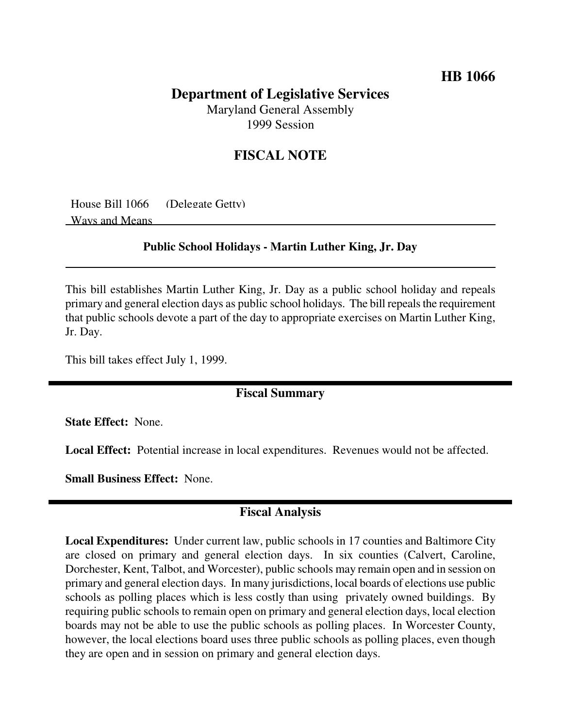**HB 1066**

# Department of Legislative Services

Maryland General Assembly
1999 Session

## FISCAL NOTE

House Bill 1066 (Delegate Getty)
Ways and Means

### Public School Holidays - Martin Luther King, Jr. Day

This bill establishes Martin Luther King, Jr. Day as a public school holiday and repeals primary and general election days as public school holidays. The bill repeals the requirement that public schools devote a part of the day to appropriate exercises on Martin Luther King, Jr. Day.

This bill takes effect July 1, 1999.

## Fiscal Summary

**State Effect:** None.

**Local Effect:** Potential increase in local expenditures. Revenues would not be affected.

**Small Business Effect:** None.

## Fiscal Analysis

**Local Expenditures:** Under current law, public schools in 17 counties and Baltimore City are closed on primary and general election days. In six counties (Calvert, Caroline, Dorchester, Kent, Talbot, and Worcester), public schools may remain open and in session on primary and general election days. In many jurisdictions, local boards of elections use public schools as polling places which is less costly than using privately owned buildings. By requiring public schools to remain open on primary and general election days, local election boards may not be able to use the public schools as polling places. In Worcester County, however, the local elections board uses three public schools as polling places, even though they are open and in session on primary and general election days.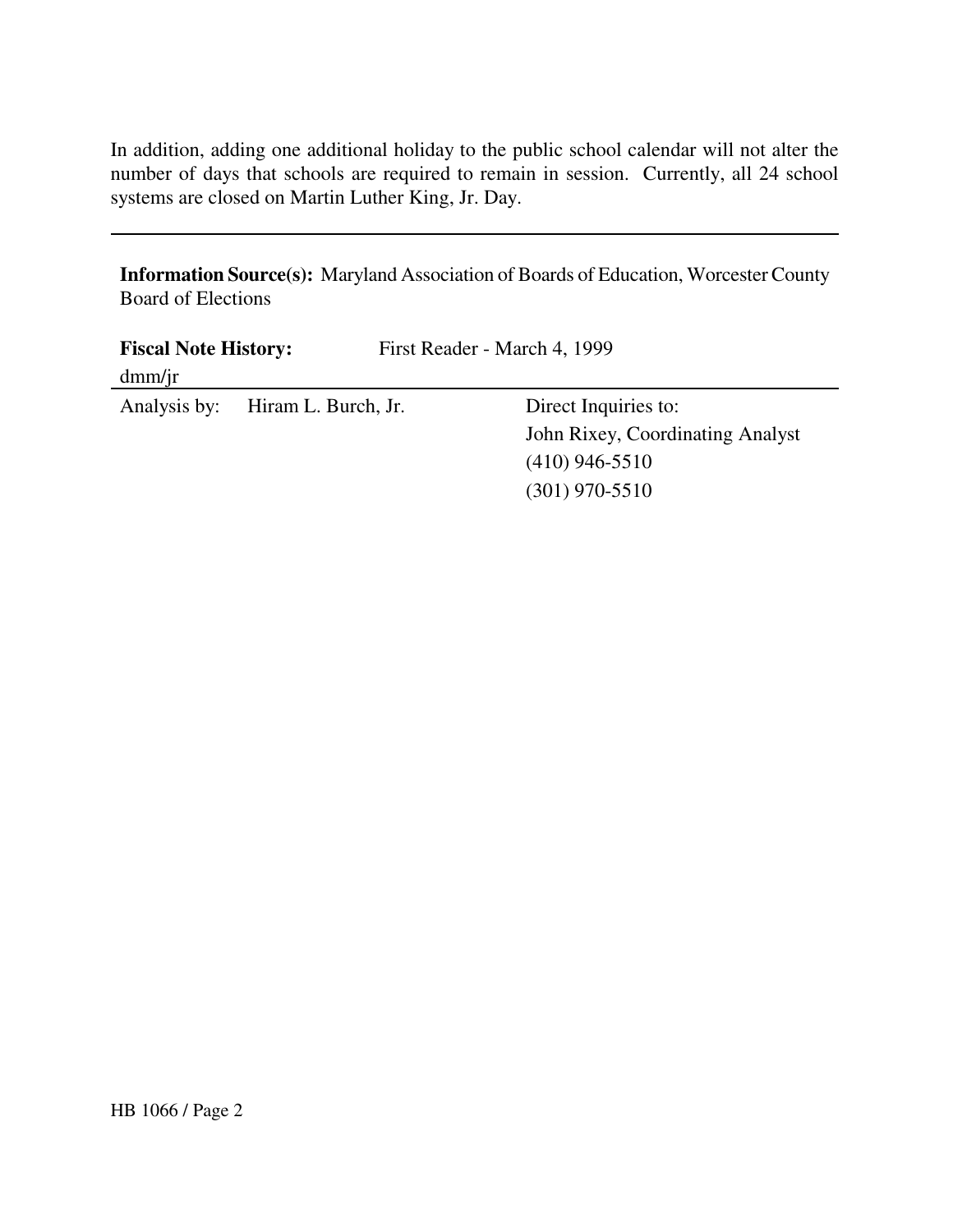In addition, adding one additional holiday to the public school calendar will not alter the number of days that schools are required to remain in session. Currently, all 24 school systems are closed on Martin Luther King, Jr. Day.

---

**Information Source(s):** Maryland Association of Boards of Education, Worcester County Board of Elections

**Fiscal Note History:** First Reader - March 4, 1999

dmm/jr

---

Analysis by: Hiram L. Burch, Jr.

Direct Inquiries to:
John Rixey, Coordinating Analyst
(410) 946-5510
(301) 970-5510